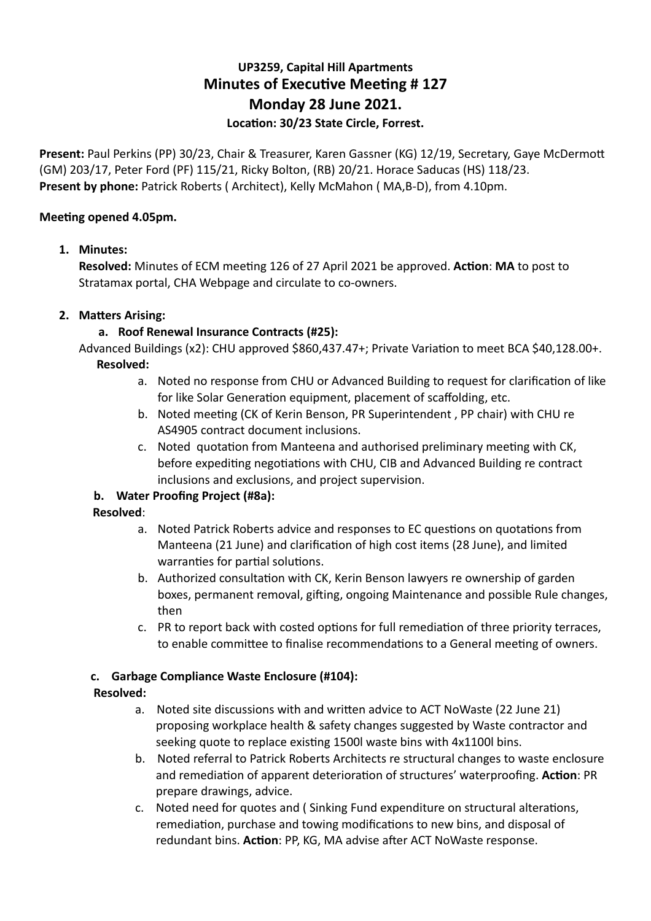**UP3259, Capital Hill Apartments**

# Minutes of Executive Meeting # 127

## Monday 28 June 2021.

**Location: 30/23 State Circle, Forrest.**

**Present:** Paul Perkins (PP) 30/23, Chair & Treasurer, Karen Gassner (KG) 12/19, Secretary, Gaye McDermott (GM) 203/17, Peter Ford (PF) 115/21, Ricky Bolton, (RB) 20/21. Horace Saducas (HS) 118/23.
**Present by phone:** Patrick Roberts ( Architect), Kelly McMahon ( MA,B-D), from 4.10pm.

**Meeting opened 4.05pm.**

1. **Minutes:**
   **Resolved:** Minutes of ECM meeting 126 of 27 April 2021 be approved. **Action**: **MA** to post to Stratamax portal, CHA Webpage and circulate to co-owners.

2. **Matters Arising:**
   a. **Roof Renewal Insurance Contracts (#25):**
   Advanced Buildings (x2): CHU approved $860,437.47+; Private Variation to meet BCA $40,128.00+.
   **Resolved:**
      a. Noted no response from CHU or Advanced Building to request for clarification of like for like Solar Generation equipment, placement of scaffolding, etc.
      b. Noted meeting (CK of Kerin Benson, PR Superintendent , PP chair) with CHU re AS4905 contract document inclusions.
      c. Noted quotation from Manteena and authorised preliminary meeting with CK, before expediting negotiations with CHU, CIB and Advanced Building re contract inclusions and exclusions, and project supervision.

   b. **Water Proofing Project (#8a):**
   **Resolved**:
      a. Noted Patrick Roberts advice and responses to EC questions on quotations from Manteena (21 June) and clarification of high cost items (28 June), and limited warranties for partial solutions.
      b. Authorized consultation with CK, Kerin Benson lawyers re ownership of garden boxes, permanent removal, gifting, ongoing Maintenance and possible Rule changes, then
      c. PR to report back with costed options for full remediation of three priority terraces, to enable committee to finalise recommendations to a General meeting of owners.

   c. **Garbage Compliance Waste Enclosure (#104):**
   **Resolved:**
      a. Noted site discussions with and written advice to ACT NoWaste (22 June 21) proposing workplace health & safety changes suggested by Waste contractor and seeking quote to replace existing 1500l waste bins with 4x1100l bins.
      b. Noted referral to Patrick Roberts Architects re structural changes to waste enclosure and remediation of apparent deterioration of structures' waterproofing. **Action**: PR prepare drawings, advice.
      c. Noted need for quotes and ( Sinking Fund expenditure on structural alterations, remediation, purchase and towing modifications to new bins, and disposal of redundant bins. **Action**: PP, KG, MA advise after ACT NoWaste response.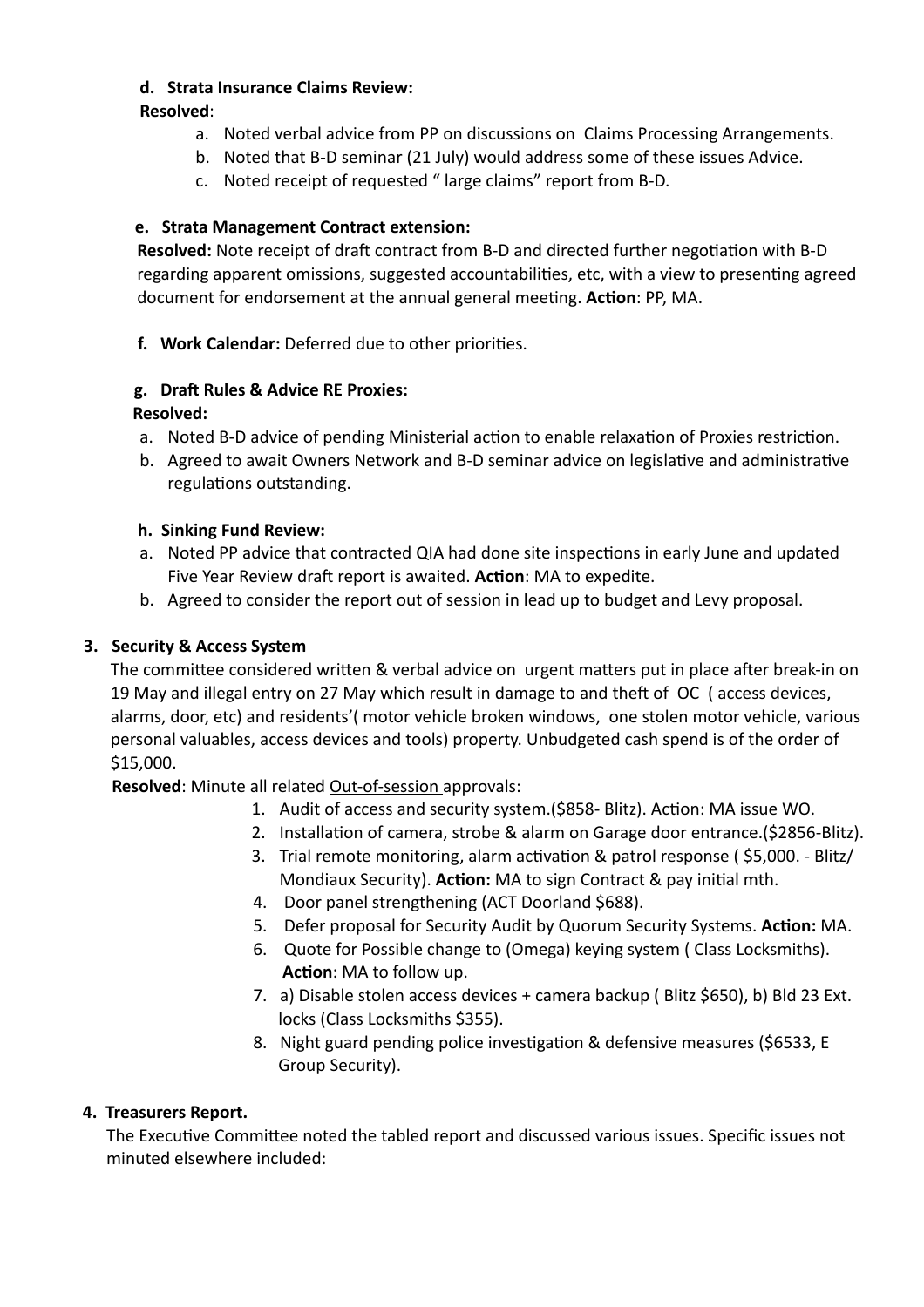**d. Strata Insurance Claims Review:**

**Resolved**:

a. Noted verbal advice from PP on discussions on Claims Processing Arrangements.
b. Noted that B-D seminar (21 July) would address some of these issues Advice.
c. Noted receipt of requested " large claims" report from B-D.

**e. Strata Management Contract extension:**

**Resolved:** Note receipt of draft contract from B-D and directed further negotiation with B-D regarding apparent omissions, suggested accountabilities, etc, with a view to presenting agreed document for endorsement at the annual general meeting. **Action**: PP, MA.

**f. Work Calendar:** Deferred due to other priorities.

**g. Draft Rules & Advice RE Proxies:**

**Resolved:**

a. Noted B-D advice of pending Ministerial action to enable relaxation of Proxies restriction.
b. Agreed to await Owners Network and B-D seminar advice on legislative and administrative regulations outstanding.

**h. Sinking Fund Review:**

a. Noted PP advice that contracted QIA had done site inspections in early June and updated Five Year Review draft report is awaited. **Action**: MA to expedite.
b. Agreed to consider the report out of session in lead up to budget and Levy proposal.

**3. Security & Access System**

The committee considered written & verbal advice on urgent matters put in place after break-in on 19 May and illegal entry on 27 May which result in damage to and theft of OC ( access devices, alarms, door, etc) and residents'( motor vehicle broken windows, one stolen motor vehicle, various personal valuables, access devices and tools) property. Unbudgeted cash spend is of the order of $15,000.

**Resolved**: Minute all related Out-of-session approvals:

1. Audit of access and security system.($858- Blitz). Action: MA issue WO.
2. Installation of camera, strobe & alarm on Garage door entrance.($2856-Blitz).
3. Trial remote monitoring, alarm activation & patrol response ( $5,000. - Blitz/ Mondiaux Security). **Action:** MA to sign Contract & pay initial mth.
4. Door panel strengthening (ACT Doorland $688).
5. Defer proposal for Security Audit by Quorum Security Systems. **Action:** MA.
6. Quote for Possible change to (Omega) keying system ( Class Locksmiths). **Action**: MA to follow up.
7. a) Disable stolen access devices + camera backup ( Blitz $650), b) Bld 23 Ext. locks (Class Locksmiths $355).
8. Night guard pending police investigation & defensive measures ($6533, E Group Security).

**4. Treasurers Report.**

The Executive Committee noted the tabled report and discussed various issues. Specific issues not minuted elsewhere included: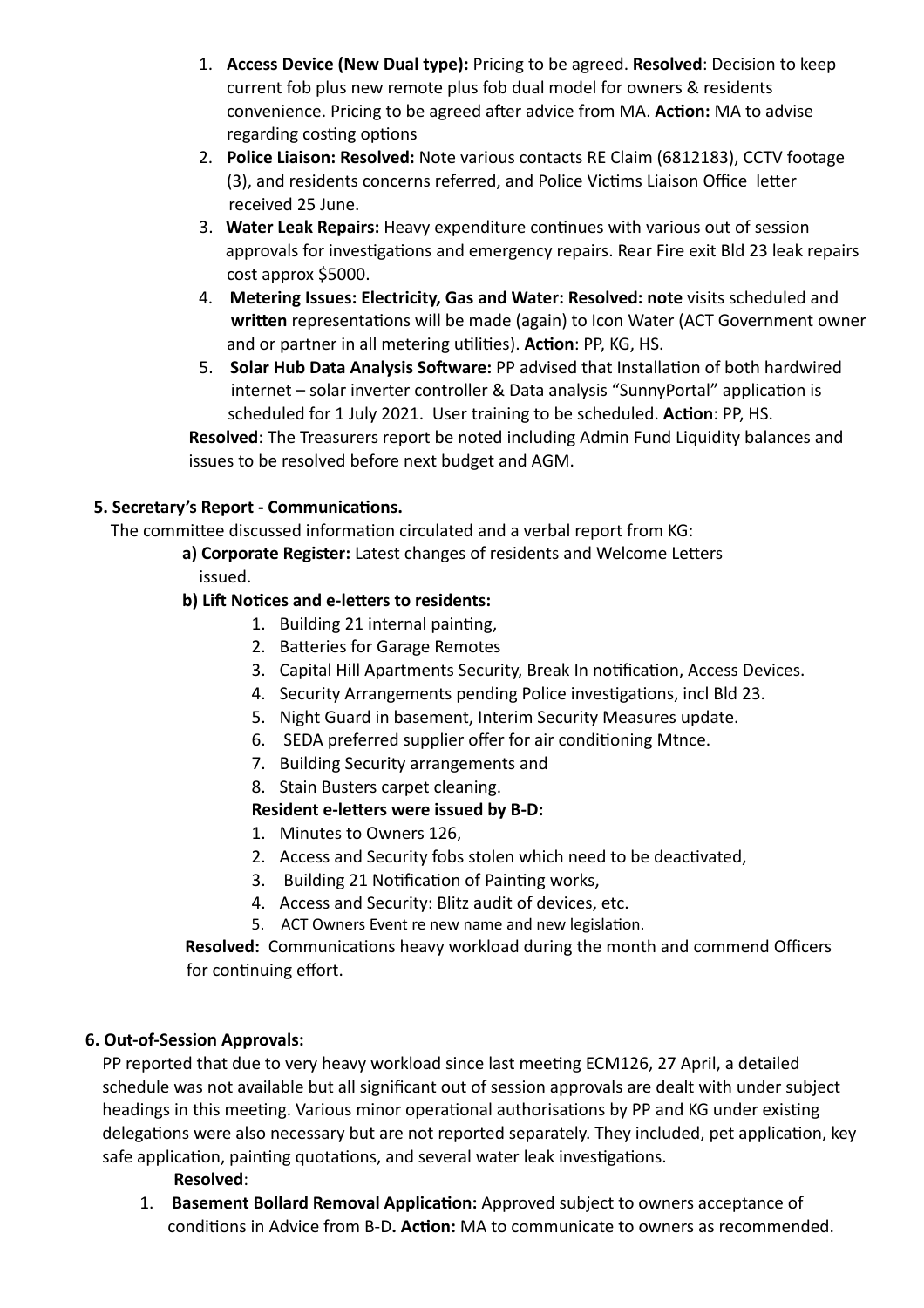1. **Access Device (New Dual type):** Pricing to be agreed. **Resolved**: Decision to keep current fob plus new remote plus fob dual model for owners & residents convenience. Pricing to be agreed after advice from MA. **Action:** MA to advise regarding costing options
2. **Police Liaison: Resolved:** Note various contacts RE Claim (6812183), CCTV footage (3), and residents concerns referred, and Police Victims Liaison Office letter received 25 June.
3. **Water Leak Repairs:** Heavy expenditure continues with various out of session approvals for investigations and emergency repairs. Rear Fire exit Bld 23 leak repairs cost approx $5000.
4. **Metering Issues: Electricity, Gas and Water: Resolved: note** visits scheduled and **written** representations will be made (again) to Icon Water (ACT Government owner and or partner in all metering utilities). **Action**: PP, KG, HS.
5. **Solar Hub Data Analysis Software:** PP advised that Installation of both hardwired internet – solar inverter controller & Data analysis "SunnyPortal" application is scheduled for 1 July 2021. User training to be scheduled. **Action**: PP, HS.

**Resolved**: The Treasurers report be noted including Admin Fund Liquidity balances and issues to be resolved before next budget and AGM.

**5. Secretary's Report - Communications.**

The committee discussed information circulated and a verbal report from KG:

**a) Corporate Register:** Latest changes of residents and Welcome Letters issued.

**b) Lift Notices and e-letters to residents:**

1. Building 21 internal painting,
2. Batteries for Garage Remotes
3. Capital Hill Apartments Security, Break In notification, Access Devices.
4. Security Arrangements pending Police investigations, incl Bld 23.
5. Night Guard in basement, Interim Security Measures update.
6. SEDA preferred supplier offer for air conditioning Mtnce.
7. Building Security arrangements and
8. Stain Busters carpet cleaning.

**Resident e-letters were issued by B-D:**

1. Minutes to Owners 126,
2. Access and Security fobs stolen which need to be deactivated,
3. Building 21 Notification of Painting works,
4. Access and Security: Blitz audit of devices, etc.
5. ACT Owners Event re new name and new legislation.

**Resolved:** Communications heavy workload during the month and commend Officers for continuing effort.

**6. Out-of-Session Approvals:**

PP reported that due to very heavy workload since last meeting ECM126, 27 April, a detailed schedule was not available but all significant out of session approvals are dealt with under subject headings in this meeting. Various minor operational authorisations by PP and KG under existing delegations were also necessary but are not reported separately. They included, pet application, key safe application, painting quotations, and several water leak investigations.

**Resolved**:

1. **Basement Bollard Removal Application:** Approved subject to owners acceptance of conditions in Advice from B-D**. Action:** MA to communicate to owners as recommended.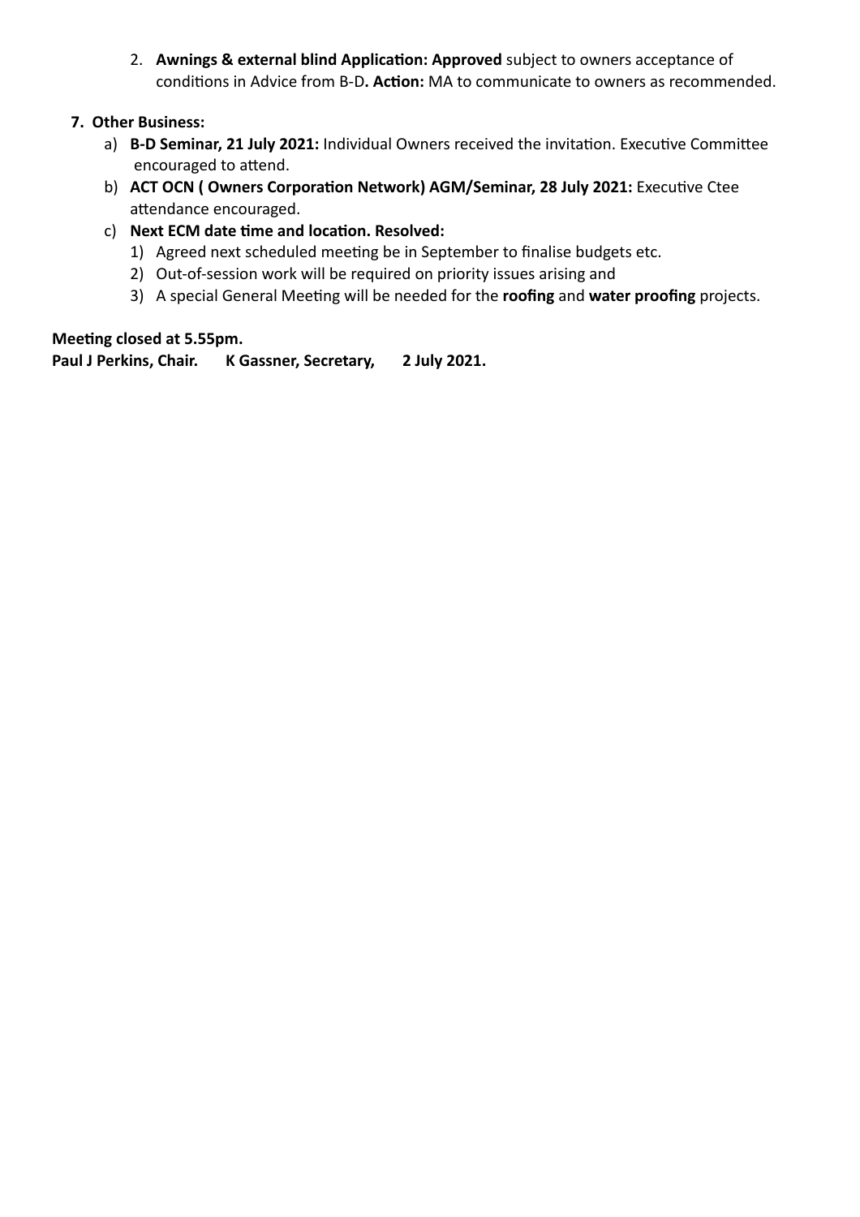2. **Awnings & external blind Application: Approved** subject to owners acceptance of conditions in Advice from B-D**. Action:** MA to communicate to owners as recommended.

**7. Other Business:**

a) **B-D Seminar, 21 July 2021:** Individual Owners received the invitation. Executive Committee encouraged to attend.

b) **ACT OCN ( Owners Corporation Network) AGM/Seminar, 28 July 2021:** Executive Ctee attendance encouraged.

c) **Next ECM date time and location. Resolved:**

1) Agreed next scheduled meeting be in September to finalise budgets etc.
2) Out-of-session work will be required on priority issues arising and
3) A special General Meeting will be needed for the **roofing** and **water proofing** projects.

**Meeting closed at 5.55pm.**

**Paul J Perkins, Chair.     K Gassner, Secretary,     2 July 2021.**